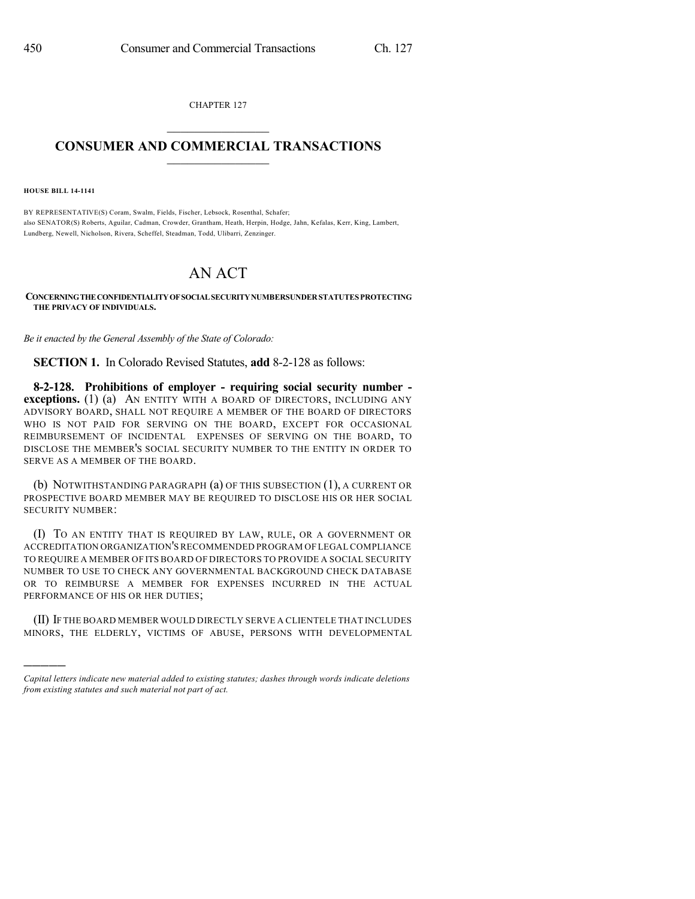CHAPTER 127

# CONSUMER AND COMMERCIAL TRANSACTIONS

**HOUSE BILL 14-1141**

BY REPRESENTATIVE(S) Coram, Swalm, Fields, Fischer, Lebsock, Rosenthal, Schafer;
also SENATOR(S) Roberts, Aguilar, Cadman, Crowder, Grantham, Heath, Herpin, Hodge, Jahn, Kefalas, Kerr, King, Lambert, Lundberg, Newell, Nicholson, Rivera, Scheffel, Steadman, Todd, Ulibarri, Zenzinger.

# AN ACT

**CONCERNING THE CONFIDENTIALITY OF SOCIAL SECURITY NUMBERS UNDER STATUTES PROTECTING THE PRIVACY OF INDIVIDUALS.**

*Be it enacted by the General Assembly of the State of Colorado:*

**SECTION 1.** In Colorado Revised Statutes, **add** 8-2-128 as follows:

**8-2-128. Prohibitions of employer - requiring social security number - exceptions.** (1) (a) AN ENTITY WITH A BOARD OF DIRECTORS, INCLUDING ANY ADVISORY BOARD, SHALL NOT REQUIRE A MEMBER OF THE BOARD OF DIRECTORS WHO IS NOT PAID FOR SERVING ON THE BOARD, EXCEPT FOR OCCASIONAL REIMBURSEMENT OF INCIDENTAL EXPENSES OF SERVING ON THE BOARD, TO DISCLOSE THE MEMBER'S SOCIAL SECURITY NUMBER TO THE ENTITY IN ORDER TO SERVE AS A MEMBER OF THE BOARD.

(b) NOTWITHSTANDING PARAGRAPH (a) OF THIS SUBSECTION (1), A CURRENT OR PROSPECTIVE BOARD MEMBER MAY BE REQUIRED TO DISCLOSE HIS OR HER SOCIAL SECURITY NUMBER:

(I) TO AN ENTITY THAT IS REQUIRED BY LAW, RULE, OR A GOVERNMENT OR ACCREDITATION ORGANIZATION'S RECOMMENDED PROGRAM OF LEGAL COMPLIANCE TO REQUIRE A MEMBER OF ITS BOARD OF DIRECTORS TO PROVIDE A SOCIAL SECURITY NUMBER TO USE TO CHECK ANY GOVERNMENTAL BACKGROUND CHECK DATABASE OR TO REIMBURSE A MEMBER FOR EXPENSES INCURRED IN THE ACTUAL PERFORMANCE OF HIS OR HER DUTIES;

(II) IF THE BOARD MEMBER WOULD DIRECTLY SERVE A CLIENTELE THAT INCLUDES MINORS, THE ELDERLY, VICTIMS OF ABUSE, PERSONS WITH DEVELOPMENTAL

---

*Capital letters indicate new material added to existing statutes; dashes through words indicate deletions from existing statutes and such material not part of act.*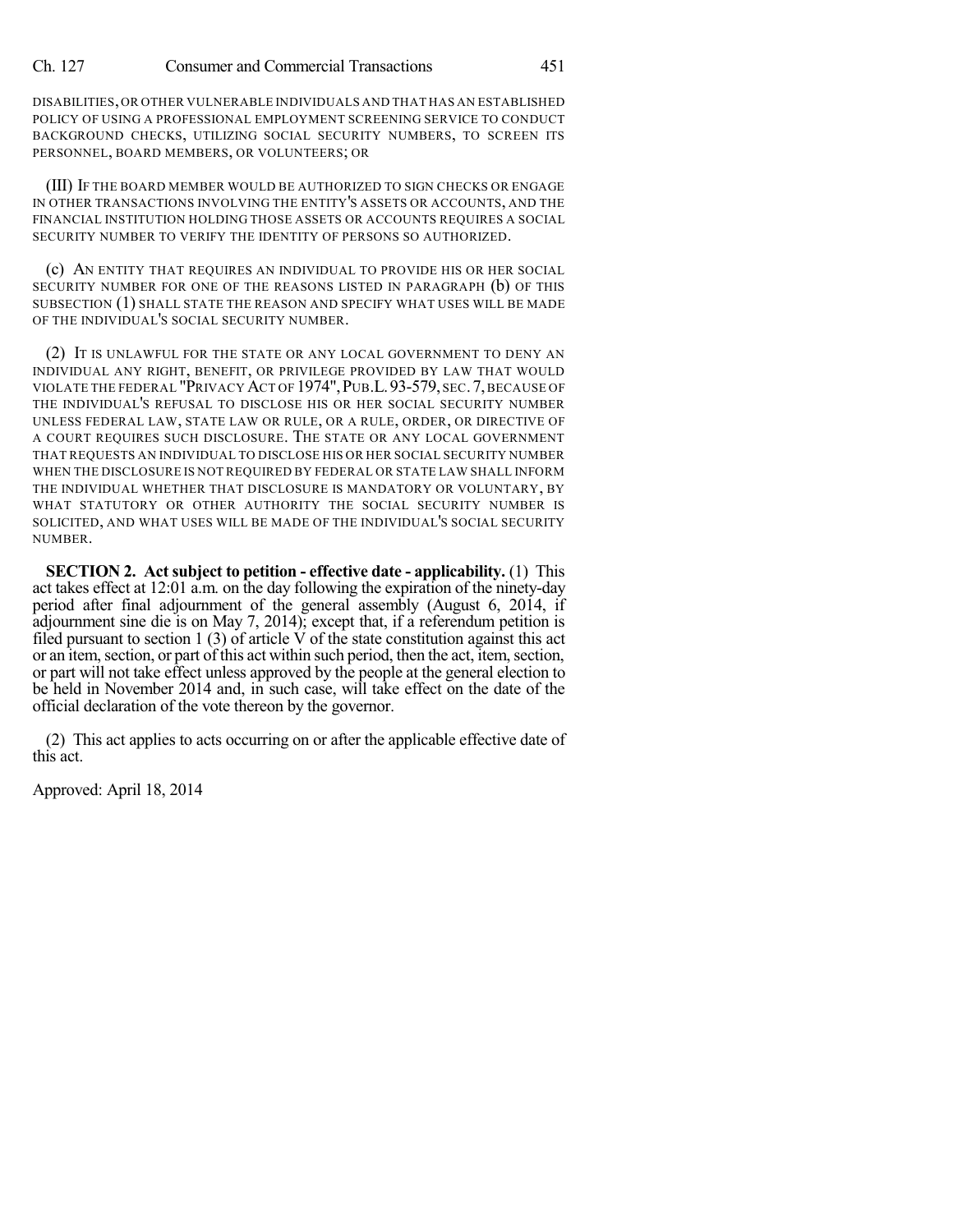DISABILITIES, OR OTHER VULNERABLE INDIVIDUALS AND THAT HAS AN ESTABLISHED POLICY OF USING A PROFESSIONAL EMPLOYMENT SCREENING SERVICE TO CONDUCT BACKGROUND CHECKS, UTILIZING SOCIAL SECURITY NUMBERS, TO SCREEN ITS PERSONNEL, BOARD MEMBERS, OR VOLUNTEERS; OR

(III) IF THE BOARD MEMBER WOULD BE AUTHORIZED TO SIGN CHECKS OR ENGAGE IN OTHER TRANSACTIONS INVOLVING THE ENTITY'S ASSETS OR ACCOUNTS, AND THE FINANCIAL INSTITUTION HOLDING THOSE ASSETS OR ACCOUNTS REQUIRES A SOCIAL SECURITY NUMBER TO VERIFY THE IDENTITY OF PERSONS SO AUTHORIZED.

(c) AN ENTITY THAT REQUIRES AN INDIVIDUAL TO PROVIDE HIS OR HER SOCIAL SECURITY NUMBER FOR ONE OF THE REASONS LISTED IN PARAGRAPH (b) OF THIS SUBSECTION (1) SHALL STATE THE REASON AND SPECIFY WHAT USES WILL BE MADE OF THE INDIVIDUAL'S SOCIAL SECURITY NUMBER.

(2) IT IS UNLAWFUL FOR THE STATE OR ANY LOCAL GOVERNMENT TO DENY AN INDIVIDUAL ANY RIGHT, BENEFIT, OR PRIVILEGE PROVIDED BY LAW THAT WOULD VIOLATE THE FEDERAL "PRIVACY ACT OF 1974", PUB.L. 93-579, SEC. 7, BECAUSE OF THE INDIVIDUAL'S REFUSAL TO DISCLOSE HIS OR HER SOCIAL SECURITY NUMBER UNLESS FEDERAL LAW, STATE LAW OR RULE, OR A RULE, ORDER, OR DIRECTIVE OF A COURT REQUIRES SUCH DISCLOSURE. THE STATE OR ANY LOCAL GOVERNMENT THAT REQUESTS AN INDIVIDUAL TO DISCLOSE HIS OR HER SOCIAL SECURITY NUMBER WHEN THE DISCLOSURE IS NOT REQUIRED BY FEDERAL OR STATE LAW SHALL INFORM THE INDIVIDUAL WHETHER THAT DISCLOSURE IS MANDATORY OR VOLUNTARY, BY WHAT STATUTORY OR OTHER AUTHORITY THE SOCIAL SECURITY NUMBER IS SOLICITED, AND WHAT USES WILL BE MADE OF THE INDIVIDUAL'S SOCIAL SECURITY NUMBER.

**SECTION 2. Act subject to petition - effective date - applicability.** (1) This act takes effect at 12:01 a.m. on the day following the expiration of the ninety-day period after final adjournment of the general assembly (August 6, 2014, if adjournment sine die is on May 7, 2014); except that, if a referendum petition is filed pursuant to section 1 (3) of article V of the state constitution against this act or an item, section, or part of this act within such period, then the act, item, section, or part will not take effect unless approved by the people at the general election to be held in November 2014 and, in such case, will take effect on the date of the official declaration of the vote thereon by the governor.

(2) This act applies to acts occurring on or after the applicable effective date of this act.

Approved: April 18, 2014